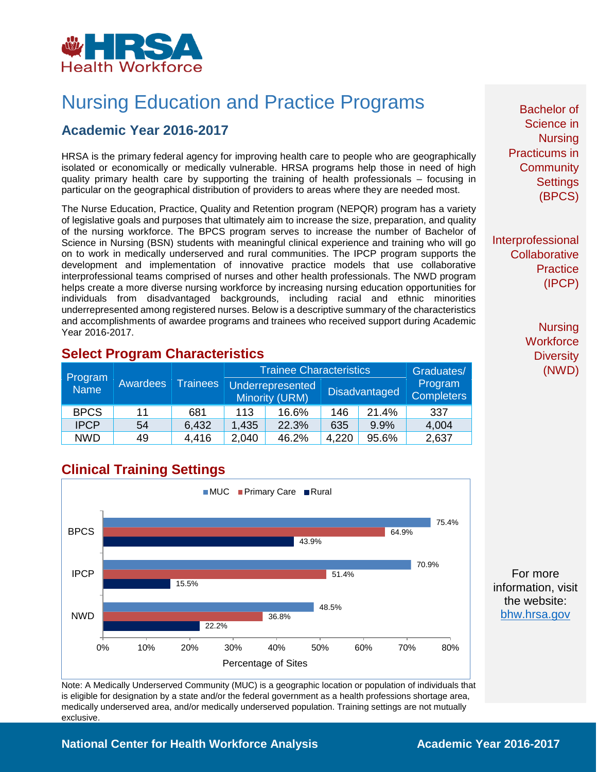HRSA Health Workforce

# Nursing Education and Practice Programs

## Academic Year 2016-2017

HRSA is the primary federal agency for improving health care to people who are geographically isolated or economically or medically vulnerable. HRSA programs help those in need of high quality primary health care by supporting the training of health professionals – focusing in particular on the geographical distribution of providers to areas where they are needed most.

The Nurse Education, Practice, Quality and Retention program (NEPQR) program has a variety of legislative goals and purposes that ultimately aim to increase the size, preparation, and quality of the nursing workforce. The BPCS program serves to increase the number of Bachelor of Science in Nursing (BSN) students with meaningful clinical experience and training who will go on to work in medically underserved and rural communities. The IPCP program supports the development and implementation of innovative practice models that use collaborative interprofessional teams comprised of nurses and other health professionals. The NWD program helps create a more diverse nursing workforce by increasing nursing education opportunities for individuals from disadvantaged backgrounds, including racial and ethnic minorities underrepresented among registered nurses. Below is a descriptive summary of the characteristics and accomplishments of awardee programs and trainees who received support during Academic Year 2016-2017.

### Select Program Characteristics

| Program Name | Awardees | Trainees | Trainee Characteristics | | | | Graduates/ Program Completers |
|---|---|---|---|---|---|---|---|
| | | | Underrepresented Minority (URM) | | Disadvantaged | | |
| BPCS | 11 | 681 | 113 | 16.6% | 146 | 21.4% | 337 |
| IPCP | 54 | 6,432 | 1,435 | 22.3% | 635 | 9.9% | 4,004 |
| NWD | 49 | 4,416 | 2,040 | 46.2% | 4,220 | 95.6% | 2,637 |

### Clinical Training Settings

| Program | MUC | Primary Care | Rural |
|---|---|---|---|
| BPCS | 75.4% | 64.9% | 43.9% |
| IPCP | 70.9% | 51.4% | 15.5% |
| NWD | 48.5% | 36.8% | 22.2% |

Percentage of Sites

Note: A Medically Underserved Community (MUC) is a geographic location or population of individuals that is eligible for designation by a state and/or the federal government as a health professions shortage area, medically underserved area, and/or medically underserved population. Training settings are not mutually exclusive.

Bachelor of Science in Nursing Practicums in Community Settings (BPCS)

Interprofessional Collaborative Practice (IPCP)

Nursing Workforce Diversity (NWD)

For more information, visit the website: bhw.hrsa.gov

National Center for Health Workforce Analysis

Academic Year 2016-2017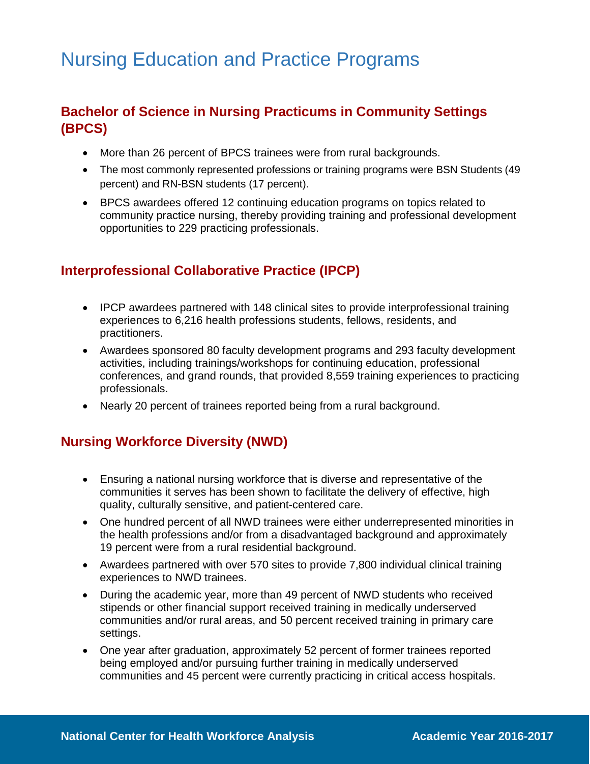# Nursing Education and Practice Programs

## Bachelor of Science in Nursing Practicums in Community Settings (BPCS)

- More than 26 percent of BPCS trainees were from rural backgrounds.
- The most commonly represented professions or training programs were BSN Students (49 percent) and RN-BSN students (17 percent).
- BPCS awardees offered 12 continuing education programs on topics related to community practice nursing, thereby providing training and professional development opportunities to 229 practicing professionals.

## Interprofessional Collaborative Practice (IPCP)

- IPCP awardees partnered with 148 clinical sites to provide interprofessional training experiences to 6,216 health professions students, fellows, residents, and practitioners.
- Awardees sponsored 80 faculty development programs and 293 faculty development activities, including trainings/workshops for continuing education, professional conferences, and grand rounds, that provided 8,559 training experiences to practicing professionals.
- Nearly 20 percent of trainees reported being from a rural background.

## Nursing Workforce Diversity (NWD)

- Ensuring a national nursing workforce that is diverse and representative of the communities it serves has been shown to facilitate the delivery of effective, high quality, culturally sensitive, and patient-centered care.
- One hundred percent of all NWD trainees were either underrepresented minorities in the health professions and/or from a disadvantaged background and approximately 19 percent were from a rural residential background.
- Awardees partnered with over 570 sites to provide 7,800 individual clinical training experiences to NWD trainees.
- During the academic year, more than 49 percent of NWD students who received stipends or other financial support received training in medically underserved communities and/or rural areas, and 50 percent received training in primary care settings.
- One year after graduation, approximately 52 percent of former trainees reported being employed and/or pursuing further training in medically underserved communities and 45 percent were currently practicing in critical access hospitals.